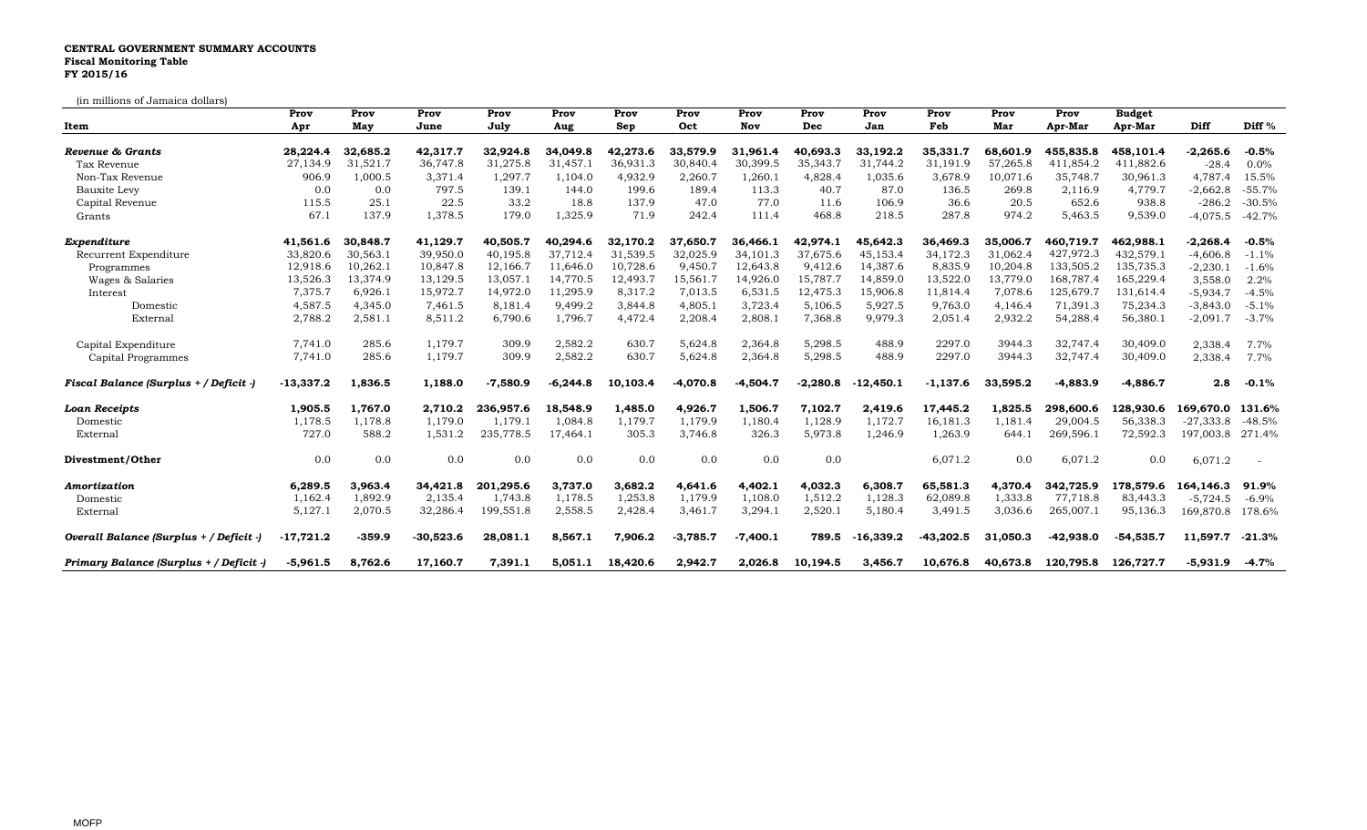**CENTRAL GOVERNMENT SUMMARY ACCOUNTS**
**Fiscal Monitoring Table**
**FY 2015/16**

(in millions of Jamaica dollars)

| Item | Prov Apr | Prov May | Prov June | Prov July | Prov Aug | Prov Sep | Prov Oct | Prov Nov | Prov Dec | Prov Jan | Prov Feb | Prov Mar | Prov Apr-Mar | Budget Apr-Mar | Diff | Diff % |
|---|---|---|---|---|---|---|---|---|---|---|---|---|---|---|---|---|
| ***Revenue & Grants*** | **28,224.4** | **32,685.2** | **42,317.7** | **32,924.8** | **34,049.8** | **42,273.6** | **33,579.9** | **31,961.4** | **40,693.3** | **33,192.2** | **35,331.7** | **68,601.9** | **455,835.8** | **458,101.4** | **-2,265.6** | **-0.5%** |
| Tax Revenue | 27,134.9 | 31,521.7 | 36,747.8 | 31,275.8 | 31,457.1 | 36,931.3 | 30,840.4 | 30,399.5 | 35,343.7 | 31,744.2 | 31,191.9 | 57,265.8 | 411,854.2 | 411,882.6 | -28.4 | 0.0% |
| Non-Tax Revenue | 906.9 | 1,000.5 | 3,371.4 | 1,297.7 | 1,104.0 | 4,932.9 | 2,260.7 | 1,260.1 | 4,828.4 | 1,035.6 | 3,678.9 | 10,071.6 | 35,748.7 | 30,961.3 | 4,787.4 | 15.5% |
| Bauxite Levy | 0.0 | 0.0 | 797.5 | 139.1 | 144.0 | 199.6 | 189.4 | 113.3 | 40.7 | 87.0 | 136.5 | 269.8 | 2,116.9 | 4,779.7 | -2,662.8 | -55.7% |
| Capital Revenue | 115.5 | 25.1 | 22.5 | 33.2 | 18.8 | 137.9 | 47.0 | 77.0 | 11.6 | 106.9 | 36.6 | 20.5 | 652.6 | 938.8 | -286.2 | -30.5% |
| Grants | 67.1 | 137.9 | 1,378.5 | 179.0 | 1,325.9 | 71.9 | 242.4 | 111.4 | 468.8 | 218.5 | 287.8 | 974.2 | 5,463.5 | 9,539.0 | -4,075.5 | -42.7% |
| ***Expenditure*** | **41,561.6** | **30,848.7** | **41,129.7** | **40,505.7** | **40,294.6** | **32,170.2** | **37,650.7** | **36,466.1** | **42,974.1** | **45,642.3** | **36,469.3** | **35,006.7** | **460,719.7** | **462,988.1** | **-2,268.4** | **-0.5%** |
| Recurrent Expenditure | 33,820.6 | 30,563.1 | 39,950.0 | 40,195.8 | 37,712.4 | 31,539.5 | 32,025.9 | 34,101.3 | 37,675.6 | 45,153.4 | 34,172.3 | 31,062.4 | 427,972.3 | 432,579.1 | -4,606.8 | -1.1% |
| Programmes | 12,918.6 | 10,262.1 | 10,847.8 | 12,166.7 | 11,646.0 | 10,728.6 | 9,450.7 | 12,643.8 | 9,412.6 | 14,387.6 | 8,835.9 | 10,204.8 | 133,505.2 | 135,735.3 | -2,230.1 | -1.6% |
| Wages & Salaries | 13,526.3 | 13,374.9 | 13,129.5 | 13,057.1 | 14,770.5 | 12,493.7 | 15,561.7 | 14,926.0 | 15,787.7 | 14,859.0 | 13,522.0 | 13,779.0 | 168,787.4 | 165,229.4 | 3,558.0 | 2.2% |
| Interest | 7,375.7 | 6,926.1 | 15,972.7 | 14,972.0 | 11,295.9 | 8,317.2 | 7,013.5 | 6,531.5 | 12,475.3 | 15,906.8 | 11,814.4 | 7,078.6 | 125,679.7 | 131,614.4 | -5,934.7 | -4.5% |
| Domestic | 4,587.5 | 4,345.0 | 7,461.5 | 8,181.4 | 9,499.2 | 3,844.8 | 4,805.1 | 3,723.4 | 5,106.5 | 5,927.5 | 9,763.0 | 4,146.4 | 71,391.3 | 75,234.3 | -3,843.0 | -5.1% |
| External | 2,788.2 | 2,581.1 | 8,511.2 | 6,790.6 | 1,796.7 | 4,472.4 | 2,208.4 | 2,808.1 | 7,368.8 | 9,979.3 | 2,051.4 | 2,932.2 | 54,288.4 | 56,380.1 | -2,091.7 | -3.7% |
| Capital Expenditure | 7,741.0 | 285.6 | 1,179.7 | 309.9 | 2,582.2 | 630.7 | 5,624.8 | 2,364.8 | 5,298.5 | 488.9 | 2297.0 | 3944.3 | 32,747.4 | 30,409.0 | 2,338.4 | 7.7% |
| Capital Programmes | 7,741.0 | 285.6 | 1,179.7 | 309.9 | 2,582.2 | 630.7 | 5,624.8 | 2,364.8 | 5,298.5 | 488.9 | 2297.0 | 3944.3 | 32,747.4 | 30,409.0 | 2,338.4 | 7.7% |
| ***Fiscal Balance (Surplus + / Deficit -)*** | **-13,337.2** | **1,836.5** | **1,188.0** | **-7,580.9** | **-6,244.8** | **10,103.4** | **-4,070.8** | **-4,504.7** | **-2,280.8** | **-12,450.1** | **-1,137.6** | **33,595.2** | **-4,883.9** | **-4,886.7** | **2.8** | **-0.1%** |
| ***Loan Receipts*** | **1,905.5** | **1,767.0** | **2,710.2** | **236,957.6** | **18,548.9** | **1,485.0** | **4,926.7** | **1,506.7** | **7,102.7** | **2,419.6** | **17,445.2** | **1,825.5** | **298,600.6** | **128,930.6** | **169,670.0** | **131.6%** |
| Domestic | 1,178.5 | 1,178.8 | 1,179.0 | 1,179.1 | 1,084.8 | 1,179.7 | 1,179.9 | 1,180.4 | 1,128.9 | 1,172.7 | 16,181.3 | 1,181.4 | 29,004.5 | 56,338.3 | -27,333.8 | -48.5% |
| External | 727.0 | 588.2 | 1,531.2 | 235,778.5 | 17,464.1 | 305.3 | 3,746.8 | 326.3 | 5,973.8 | 1,246.9 | 1,263.9 | 644.1 | 269,596.1 | 72,592.3 | 197,003.8 | 271.4% |
| ***Divestment/Other*** | **0.0** | **0.0** | **0.0** | **0.0** | **0.0** | **0.0** | **0.0** | **0.0** | **0.0** | | **6,071.2** | **0.0** | **6,071.2** | **0.0** | **6,071.2** | - |
| ***Amortization*** | **6,289.5** | **3,963.4** | **34,421.8** | **201,295.6** | **3,737.0** | **3,682.2** | **4,641.6** | **4,402.1** | **4,032.3** | **6,308.7** | **65,581.3** | **4,370.4** | **342,725.9** | **178,579.6** | **164,146.3** | **91.9%** |
| Domestic | 1,162.4 | 1,892.9 | 2,135.4 | 1,743.8 | 1,178.5 | 1,253.8 | 1,179.9 | 1,108.0 | 1,512.2 | 1,128.3 | 62,089.8 | 1,333.8 | 77,718.8 | 83,443.3 | -5,724.5 | -6.9% |
| External | 5,127.1 | 2,070.5 | 32,286.4 | 199,551.8 | 2,558.5 | 2,428.4 | 3,461.7 | 3,294.1 | 2,520.1 | 5,180.4 | 3,491.5 | 3,036.6 | 265,007.1 | 95,136.3 | 169,870.8 | 178.6% |
| ***Overall Balance (Surplus + / Deficit -)*** | **-17,721.2** | **-359.9** | **-30,523.6** | **28,081.1** | **8,567.1** | **7,906.2** | **-3,785.7** | **-7,400.1** | **789.5** | **-16,339.2** | **-43,202.5** | **31,050.3** | **-42,938.0** | **-54,535.7** | **11,597.7** | **-21.3%** |
| ***Primary Balance (Surplus + / Deficit -)*** | **-5,961.5** | **8,762.6** | **17,160.7** | **7,391.1** | **5,051.1** | **18,420.6** | **2,942.7** | **2,026.8** | **10,194.5** | **3,456.7** | **10,676.8** | **40,673.8** | **120,795.8** | **126,727.7** | **-5,931.9** | **-4.7%** |

MOFP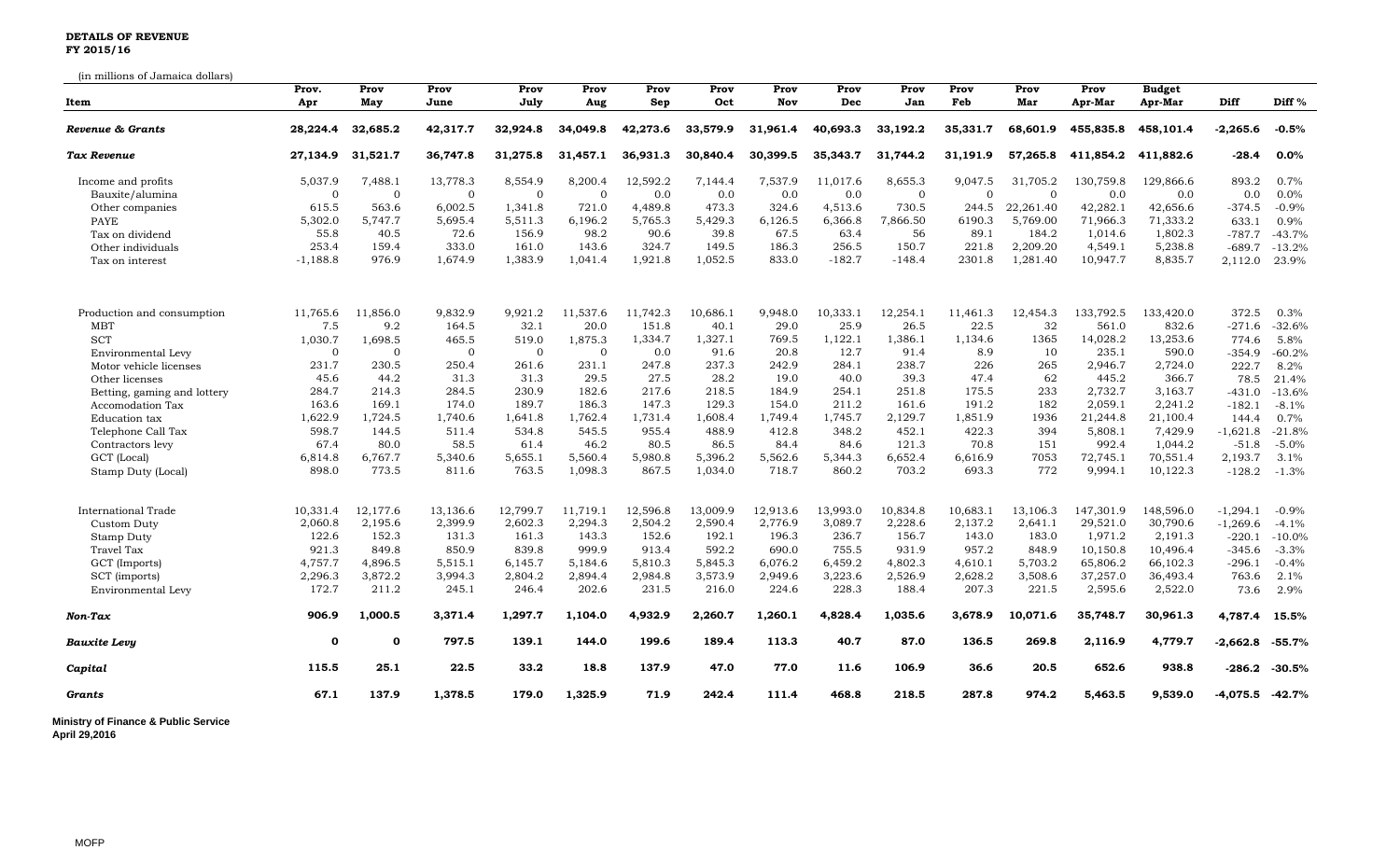**DETAILS OF REVENUE**
**FY 2015/16**

(in millions of Jamaica dollars)

| Item | Prov. Apr | Prov May | Prov June | Prov July | Prov Aug | Prov Sep | Prov Oct | Prov Nov | Prov Dec | Prov Jan | Prov Feb | Prov Mar | Prov Apr-Mar | Budget Apr-Mar | Diff | Diff % |
|---|---|---|---|---|---|---|---|---|---|---|---|---|---|---|---|---|
| ***Revenue & Grants*** | **28,224.4** | **32,685.2** | **42,317.7** | **32,924.8** | **34,049.8** | **42,273.6** | **33,579.9** | **31,961.4** | **40,693.3** | **33,192.2** | **35,331.7** | **68,601.9** | **455,835.8** | **458,101.4** | **-2,265.6** | **-0.5%** |
| ***Tax Revenue*** | **27,134.9** | **31,521.7** | **36,747.8** | **31,275.8** | **31,457.1** | **36,931.3** | **30,840.4** | **30,399.5** | **35,343.7** | **31,744.2** | **31,191.9** | **57,265.8** | **411,854.2** | **411,882.6** | **-28.4** | **0.0%** |
| Income and profits | 5,037.9 | 7,488.1 | 13,778.3 | 8,554.9 | 8,200.4 | 12,592.2 | 7,144.4 | 7,537.9 | 11,017.6 | 8,655.3 | 9,047.5 | 31,705.2 | 130,759.8 | 129,866.6 | 893.2 | 0.7% |
| Bauxite/alumina | 0 | 0 | 0 | 0 | 0 | 0.0 | 0.0 | 0.0 | 0.0 | 0 | 0 | 0 | 0.0 | 0.0 | 0.0 | 0.0% |
| Other companies | 615.5 | 563.6 | 6,002.5 | 1,341.8 | 721.0 | 4,489.8 | 473.3 | 324.6 | 4,513.6 | 730.5 | 244.5 | 22,261.40 | 42,282.1 | 42,656.6 | -374.5 | -0.9% |
| PAYE | 5,302.0 | 5,747.7 | 5,695.4 | 5,511.3 | 6,196.2 | 5,765.3 | 5,429.3 | 6,126.5 | 6,366.8 | 7,866.50 | 6190.3 | 5,769.00 | 71,966.3 | 71,333.2 | 633.1 | 0.9% |
| Tax on dividend | 55.8 | 40.5 | 72.6 | 156.9 | 98.2 | 90.6 | 39.8 | 67.5 | 63.4 | 56 | 89.1 | 184.2 | 1,014.6 | 1,802.3 | -787.7 | -43.7% |
| Other individuals | 253.4 | 159.4 | 333.0 | 161.0 | 143.6 | 324.7 | 149.5 | 186.3 | 256.5 | 150.7 | 221.8 | 2,209.20 | 4,549.1 | 5,238.8 | -689.7 | -13.2% |
| Tax on interest | -1,188.8 | 976.9 | 1,674.9 | 1,383.9 | 1,041.4 | 1,921.8 | 1,052.5 | 833.0 | -182.7 | -148.4 | 2301.8 | 1,281.40 | 10,947.7 | 8,835.7 | 2,112.0 | 23.9% |
| Production and consumption | 11,765.6 | 11,856.0 | 9,832.9 | 9,921.2 | 11,537.6 | 11,742.3 | 10,686.1 | 9,948.0 | 10,333.1 | 12,254.1 | 11,461.3 | 12,454.3 | 133,792.5 | 133,420.0 | 372.5 | 0.3% |
| MBT | 7.5 | 9.2 | 164.5 | 32.1 | 20.0 | 151.8 | 40.1 | 29.0 | 25.9 | 26.5 | 22.5 | 32 | 561.0 | 832.6 | -271.6 | -32.6% |
| SCT | 1,030.7 | 1,698.5 | 465.5 | 519.0 | 1,875.3 | 1,334.7 | 1,327.1 | 769.5 | 1,122.1 | 1,386.1 | 1,134.6 | 1365 | 14,028.2 | 13,253.6 | 774.6 | 5.8% |
| Environmental Levy | 0 | 0 | 0 | 0 | 0 | 0.0 | 91.6 | 20.8 | 12.7 | 91.4 | 8.9 | 10 | 235.1 | 590.0 | -354.9 | -60.2% |
| Motor vehicle licenses | 231.7 | 230.5 | 250.4 | 261.6 | 231.1 | 247.8 | 237.3 | 242.9 | 284.1 | 238.7 | 226 | 265 | 2,946.7 | 2,724.0 | 222.7 | 8.2% |
| Other licenses | 45.6 | 44.2 | 31.3 | 31.3 | 29.5 | 27.5 | 28.2 | 19.0 | 40.0 | 39.3 | 47.4 | 62 | 445.2 | 366.7 | 78.5 | 21.4% |
| Betting, gaming and lottery | 284.7 | 214.3 | 284.5 | 230.9 | 182.6 | 217.6 | 218.5 | 184.9 | 254.1 | 251.8 | 175.5 | 233 | 2,732.7 | 3,163.7 | -431.0 | -13.6% |
| Accomodation Tax | 163.6 | 169.1 | 174.0 | 189.7 | 186.3 | 147.3 | 129.3 | 154.0 | 211.2 | 161.6 | 191.2 | 182 | 2,059.1 | 2,241.2 | -182.1 | -8.1% |
| Education tax | 1,622.9 | 1,724.5 | 1,740.6 | 1,641.8 | 1,762.4 | 1,731.4 | 1,608.4 | 1,749.4 | 1,745.7 | 2,129.7 | 1,851.9 | 1936 | 21,244.8 | 21,100.4 | 144.4 | 0.7% |
| Telephone Call Tax | 598.7 | 144.5 | 511.4 | 534.8 | 545.5 | 955.4 | 488.9 | 412.8 | 348.2 | 452.1 | 422.3 | 394 | 5,808.1 | 7,429.9 | -1,621.8 | -21.8% |
| Contractors levy | 67.4 | 80.0 | 58.5 | 61.4 | 46.2 | 80.5 | 86.5 | 84.4 | 84.6 | 121.3 | 70.8 | 151 | 992.4 | 1,044.2 | -51.8 | -5.0% |
| GCT (Local) | 6,814.8 | 6,767.7 | 5,340.6 | 5,655.1 | 5,560.4 | 5,980.8 | 5,396.2 | 5,562.6 | 5,344.3 | 6,652.4 | 6,616.9 | 7053 | 72,745.1 | 70,551.4 | 2,193.7 | 3.1% |
| Stamp Duty (Local) | 898.0 | 773.5 | 811.6 | 763.5 | 1,098.3 | 867.5 | 1,034.0 | 718.7 | 860.2 | 703.2 | 693.3 | 772 | 9,994.1 | 10,122.3 | -128.2 | -1.3% |
| International Trade | 10,331.4 | 12,177.6 | 13,136.6 | 12,799.7 | 11,719.1 | 12,596.8 | 13,009.9 | 12,913.6 | 13,993.0 | 10,834.8 | 10,683.1 | 13,106.3 | 147,301.9 | 148,596.0 | -1,294.1 | -0.9% |
| Custom Duty | 2,060.8 | 2,195.6 | 2,399.9 | 2,602.3 | 2,294.3 | 2,504.2 | 2,590.4 | 2,776.9 | 3,089.7 | 2,228.6 | 2,137.2 | 2,641.1 | 29,521.0 | 30,790.6 | -1,269.6 | -4.1% |
| Stamp Duty | 122.6 | 152.3 | 131.3 | 161.3 | 143.3 | 152.6 | 192.1 | 196.3 | 236.7 | 156.7 | 143.0 | 183.0 | 1,971.2 | 2,191.3 | -220.1 | -10.0% |
| Travel Tax | 921.3 | 849.8 | 850.9 | 839.8 | 999.9 | 913.4 | 592.2 | 690.0 | 755.5 | 931.9 | 957.2 | 848.9 | 10,150.8 | 10,496.4 | -345.6 | -3.3% |
| GCT (Imports) | 4,757.7 | 4,896.5 | 5,515.1 | 6,145.7 | 5,184.6 | 5,810.3 | 5,845.3 | 6,076.2 | 6,459.2 | 4,802.3 | 4,610.1 | 5,703.2 | 65,806.2 | 66,102.3 | -296.1 | -0.4% |
| SCT (imports) | 2,296.3 | 3,872.2 | 3,994.3 | 2,804.2 | 2,894.4 | 2,984.8 | 3,573.9 | 2,949.6 | 3,223.6 | 2,526.9 | 2,628.2 | 3,508.6 | 37,257.0 | 36,493.4 | 763.6 | 2.1% |
| Environmental Levy | 172.7 | 211.2 | 245.1 | 246.4 | 202.6 | 231.5 | 216.0 | 224.6 | 228.3 | 188.4 | 207.3 | 221.5 | 2,595.6 | 2,522.0 | 73.6 | 2.9% |
| ***Non-Tax*** | **906.9** | **1,000.5** | **3,371.4** | **1,297.7** | **1,104.0** | **4,932.9** | **2,260.7** | **1,260.1** | **4,828.4** | **1,035.6** | **3,678.9** | **10,071.6** | **35,748.7** | **30,961.3** | **4,787.4** | **15.5%** |
| ***Bauxite Levy*** | **0** | **0** | **797.5** | **139.1** | **144.0** | **199.6** | **189.4** | **113.3** | **40.7** | **87.0** | **136.5** | **269.8** | **2,116.9** | **4,779.7** | **-2,662.8** | **-55.7%** |
| ***Capital*** | **115.5** | **25.1** | **22.5** | **33.2** | **18.8** | **137.9** | **47.0** | **77.0** | **11.6** | **106.9** | **36.6** | **20.5** | **652.6** | **938.8** | **-286.2** | **-30.5%** |
| ***Grants*** | **67.1** | **137.9** | **1,378.5** | **179.0** | **1,325.9** | **71.9** | **242.4** | **111.4** | **468.8** | **218.5** | **287.8** | **974.2** | **5,463.5** | **9,539.0** | **-4,075.5** | **-42.7%** |

**Ministry of Finance & Public Service**
**April 29,2016**

MOFP